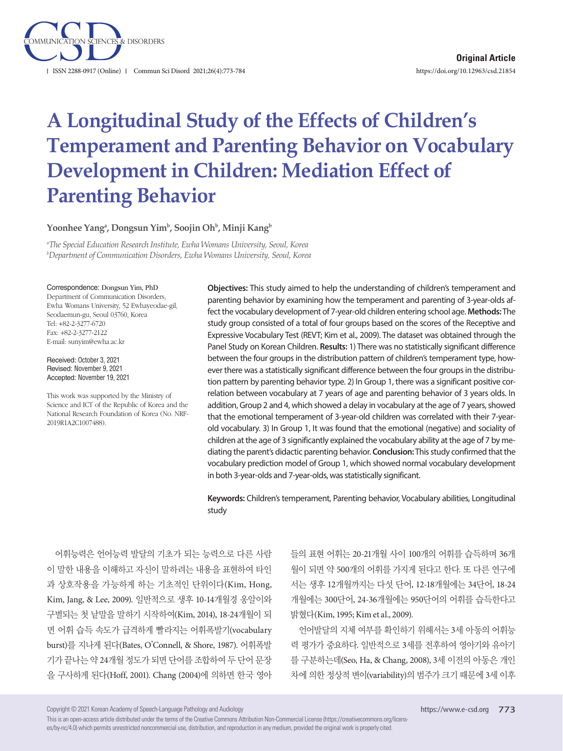Original Article

https://doi.org/10.12963/csd.21854

# A Longitudinal Study of the Effects of Children's Temperament and Parenting Behavior on Vocabulary Development in Children: Mediation Effect of Parenting Behavior

**Yoonhee Yang[a], Dongsun Yim[b], Soojin Oh[b], Minji Kang[b]**

*[a]The Special Education Research Institute, Ewha Womans University, Seoul, Korea*
*[b]Department of Communication Disorders, Ewha Womans University, Seoul, Korea*

Correspondence: Dongsun Yim, PhD
Department of Communication Disorders, Ewha Womans University, 52 Ewhayeodae-gil, Seodaemun-gu, Seoul 03760, Korea
Tel: +82-2-3277-6720
Fax: +82-2-3277-2122
E-mail: sunyim@ewha.ac.kr

Received: October 3, 2021
Revised: November 9, 2021
Accepted: November 19, 2021

This work was supported by the Ministry of Science and ICT of the Republic of Korea and the National Research Foundation of Korea (No. NRF-2019R1A2C1007488).

**Objectives:** This study aimed to help the understanding of children's temperament and parenting behavior by examining how the temperament and parenting of 3-year-olds affect the vocabulary development of 7-year-old children entering school age. **Methods:** The study group consisted of a total of four groups based on the scores of the Receptive and Expressive Vocabulary Test (REVT; Kim et al., 2009). The dataset was obtained through the Panel Study on Korean Children. **Results:** 1) There was no statistically significant difference between the four groups in the distribution pattern of children's temperament type, however there was a statistically significant difference between the four groups in the distribution pattern by parenting behavior type. 2) In Group 1, there was a significant positive correlation between vocabulary at 7 years of age and parenting behavior of 3 years olds. In addition, Group 2 and 4, which showed a delay in vocabulary at the age of 7 years, showed that the emotional temperament of 3-year-old children was correlated with their 7-year-old vocabulary. 3) In Group 1, It was found that the emotional (negative) and sociality of children at the age of 3 significantly explained the vocabulary ability at the age of 7 by mediating the parent's didactic parenting behavior. **Conclusion:** This study confirmed that the vocabulary prediction model of Group 1, which showed normal vocabulary development in both 3-year-olds and 7-year-olds, was statistically significant.

**Keywords:** Children's temperament, Parenting behavior, Vocabulary abilities, Longitudinal study

어휘능력은 언어능력 발달의 기초가 되는 능력으로 다른 사람이 말한 내용을 이해하고 자신이 말하려는 내용을 표현하여 타인과 상호작용을 가능하게 하는 기초적인 단위이다(Kim, Hong, Kim, Jang, & Lee, 2009). 일반적으로 생후 10-14개월경 옹알이와 구별되는 첫 낱말을 말하기 시작하여(Kim, 2014), 18-24개월이 되면 어휘 습득 속도가 급격하게 빨라지는 어휘폭발기(vocabulary burst)를 지나게 된다(Bates, O'Connell, & Shore, 1987). 어휘폭발기가 끝나는 약 24개월 정도가 되면 단어를 조합하여 두 단어 문장을 구사하게 된다(Hoff, 2001). Chang (2004)에 의하면 한국 영아들의 표현 어휘는 20-21개월 사이 100개의 어휘를 습득하며 36개월이 되면 약 500개의 어휘를 가지게 된다고 한다. 또 다른 연구에서는 생후 12개월까지는 다섯 단어, 12-18개월에는 34단어, 18-24개월에는 300단어, 24-36개월에는 950단어의 어휘를 습득한다고 밝혔다(Kim, 1995; Kim et al., 2009).

언어발달의 지체 여부를 확인하기 위해서는 3세 아동의 어휘능력 평가가 중요하다. 일반적으로 3세를 전후하여 영아기와 유아기를 구분하는데(Seo, Ha, & Chang, 2008), 3세 이전의 아동은 개인차에 의한 정상적 변이(variability)의 범주가 크기 때문에 3세 이후

Copyright © 2021 Korean Academy of Speech-Language Pathology and Audiology

This is an open-access article distributed under the terms of the Creative Commons Attribution Non-Commercial License (https://creativecommons.org/licenses/by-nc/4.0) which permits unrestricted noncommercial use, distribution, and reproduction in any medium, provided the original work is properly cited.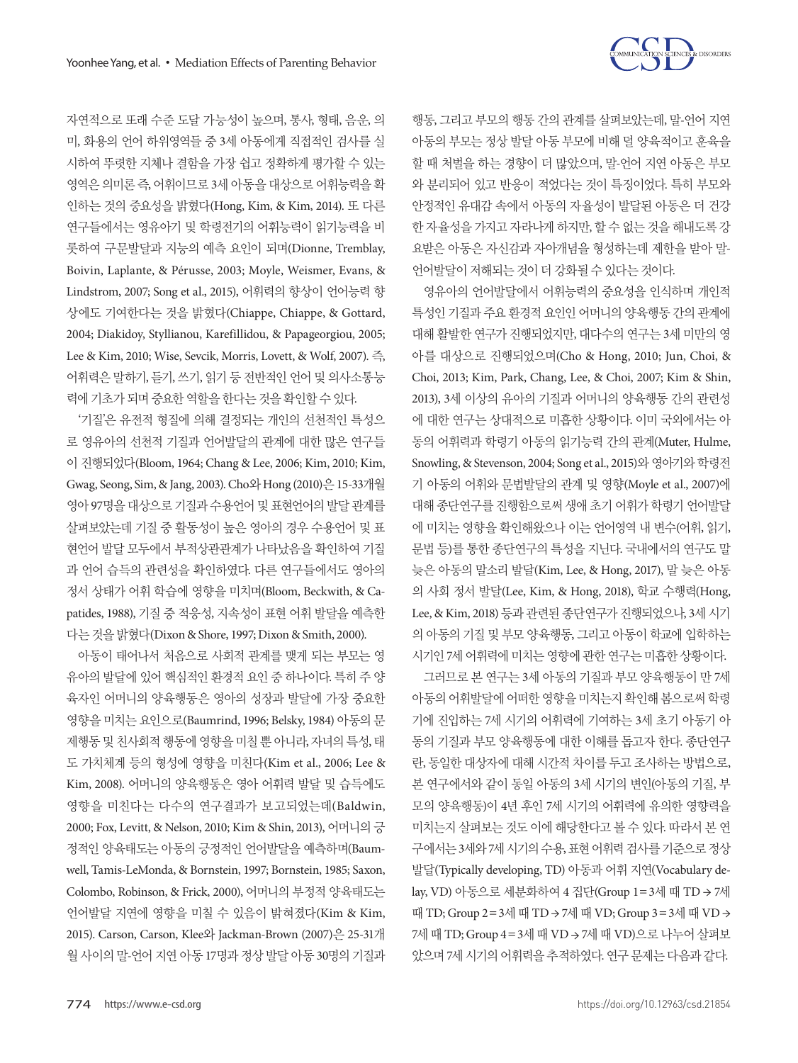자연적으로 또래 수준 도달 가능성이 높으며, 통사, 형태, 음운, 의미, 화용의 언어 하위영역들 중 3세 아동에게 직접적인 검사를 실시하여 뚜렷한 지체나 결함을 가장 쉽고 정확하게 평가할 수 있는 영역은 의미론 즉, 어휘이므로 3세 아동을 대상으로 어휘능력을 확인하는 것의 중요성을 밝혔다(Hong, Kim, & Kim, 2014). 또 다른 연구들에서는 영유아기 및 학령전기의 어휘능력이 읽기능력을 비롯하여 구문발달과 지능의 예측 요인이 되며(Dionne, Tremblay, Boivin, Laplante, & Pérusse, 2003; Moyle, Weismer, Evans, & Lindstrom, 2007; Song et al., 2015), 어휘력의 향상이 언어능력 향상에도 기여한다는 것을 밝혔다(Chiappe, Chiappe, & Gottard, 2004; Diakidoy, Styllianou, Karefillidou, & Papageorgiou, 2005; Lee & Kim, 2010; Wise, Sevcik, Morris, Lovett, & Wolf, 2007). 즉, 어휘력은 말하기, 듣기, 쓰기, 읽기 등 전반적인 언어 및 의사소통능력에 기초가 되며 중요한 역할을 한다는 것을 확인할 수 있다.

'기질'은 유전적 형질에 의해 결정되는 개인의 선천적인 특성으로 영유아의 선천적 기질과 언어발달의 관계에 대한 많은 연구들이 진행되었다(Bloom, 1964; Chang & Lee, 2006; Kim, 2010; Kim, Gwag, Seong, Sim, & Jang, 2003). Cho와 Hong (2010)은 15-33개월 영아 97명을 대상으로 기질과 수용언어 및 표현언어의 발달 관계를 살펴보았는데 기질 중 활동성이 높은 영아의 경우 수용언어 및 표현언어 발달 모두에서 부적상관관계가 나타났음을 확인하여 기질과 언어 습득의 관련성을 확인하였다. 다른 연구들에서도 영아의 정서 상태가 어휘 학습에 영향을 미치며(Bloom, Beckwith, & Capatides, 1988), 기질 중 적응성, 지속성이 표현 어휘 발달을 예측한다는 것을 밝혔다(Dixon & Shore, 1997; Dixon & Smith, 2000).

아동이 태어나서 처음으로 사회적 관계를 맺게 되는 부모는 영유아의 발달에 있어 핵심적인 환경적 요인 중 하나이다. 특히 주 양육자인 어머니의 양육행동은 영아의 성장과 발달에 가장 중요한 영향을 미치는 요인으로(Baumrind, 1996; Belsky, 1984) 아동의 문제행동 및 친사회적 행동에 영향을 미칠 뿐 아니라, 자녀의 특성, 태도 가치체계 등의 형성에 영향을 미친다(Kim et al., 2006; Lee & Kim, 2008). 어머니의 양육행동은 영아 어휘력 발달 및 습득에도 영향을 미친다는 다수의 연구결과가 보고되었는데(Baldwin, 2000; Fox, Levitt, & Nelson, 2010; Kim & Shin, 2013), 어머니의 긍정적인 양육태도는 아동의 긍정적인 언어발달을 예측하며(Baumwell, Tamis-LeMonda, & Bornstein, 1997; Bornstein, 1985; Saxon, Colombo, Robinson, & Frick, 2000), 어머니의 부정적 양육태도는 언어발달 지연에 영향을 미칠 수 있음이 밝혀졌다(Kim & Kim, 2015). Carson, Carson, Klee와 Jackman-Brown (2007)은 25-31개월 사이의 말-언어 지연 아동 17명과 정상 발달 아동 30명의 기질과 행동, 그리고 부모의 행동 간의 관계를 살펴보았는데, 말-언어 지연 아동의 부모는 정상 발달 아동 부모에 비해 덜 양육적이고 훈육을 할 때 처벌을 하는 경향이 더 많았으며, 말-언어 지연 아동은 부모와 분리되어 있고 반응이 적었다는 것이 특징이었다. 특히 부모와 안정적인 유대감 속에서 아동의 자율성이 발달된 아동은 더 건강한 자율성을 가지고 자라나게 하지만, 할 수 없는 것을 해내도록 강요받은 아동은 자신감과 자아개념을 형성하는데 제한을 받아 말-언어발달이 저해되는 것이 더 강화될 수 있다는 것이다.

영유아의 언어발달에서 어휘능력의 중요성을 인식하며 개인적 특성인 기질과 주요 환경적 요인인 어머니의 양육행동 간의 관계에 대해 활발한 연구가 진행되었지만, 대다수의 연구는 3세 미만의 영아를 대상으로 진행되었으며(Cho & Hong, 2010; Jun, Choi, & Choi, 2013; Kim, Park, Chang, Lee, & Choi, 2007; Kim & Shin, 2013), 3세 이상의 유아의 기질과 어머니의 양육행동 간의 관련성에 대한 연구는 상대적으로 미흡한 상황이다. 이미 국외에서는 아동의 어휘력과 학령기 아동의 읽기능력 간의 관계(Muter, Hulme, Snowling, & Stevenson, 2004; Song et al., 2015)와 영아기와 학령전기 아동의 어휘와 문법발달의 관계 및 영향(Moyle et al., 2007)에 대해 종단연구를 진행함으로써 생애 초기 어휘가 학령기 언어발달에 미치는 영향을 확인해왔으나 이는 언어영역 내 변수(어휘, 읽기, 문법 등)를 통한 종단연구의 특성을 지닌다. 국내에서의 연구도 말 늦은 아동의 말소리 발달(Kim, Lee, & Hong, 2017), 말 늦은 아동의 사회 정서 발달(Lee, Kim, & Hong, 2018), 학교 수행력(Hong, Lee, & Kim, 2018) 등과 관련된 종단연구가 진행되었으나, 3세 시기의 아동의 기질 및 부모 양육행동, 그리고 아동이 학교에 입학하는 시기인 7세 어휘력에 미치는 영향에 관한 연구는 미흡한 상황이다.

그러므로 본 연구는 3세 아동의 기질과 부모 양육행동이 만 7세 아동의 어휘발달에 어떠한 영향을 미치는지 확인해 봄으로써 학령기에 진입하는 7세 시기의 어휘력에 기여하는 3세 초기 아동기 아동의 기질과 부모 양육행동에 대한 이해를 돕고자 한다. 종단연구란, 동일한 대상자에 대해 시간적 차이를 두고 조사하는 방법으로, 본 연구에서와 같이 동일 아동의 3세 시기의 변인(아동의 기질, 부모의 양육행동)이 4년 후인 7세 시기의 어휘력에 유의한 영향력을 미치는지 살펴보는 것도 이에 해당한다고 볼 수 있다. 따라서 본 연구에서는 3세와 7세 시기의 수용, 표현 어휘력 검사를 기준으로 정상발달(Typically developing, TD) 아동과 어휘 지연(Vocabulary delay, VD) 아동으로 세분화하여 4 집단(Group 1 = 3세 때 TD → 7세 때 TD; Group 2 = 3세 때 TD → 7세 때 VD; Group 3 = 3세 때 VD → 7세 때 TD; Group 4 = 3세 때 VD → 7세 때 VD)으로 나누어 살펴보았으며 7세 시기의 어휘력을 추적하였다. 연구 문제는 다음과 같다.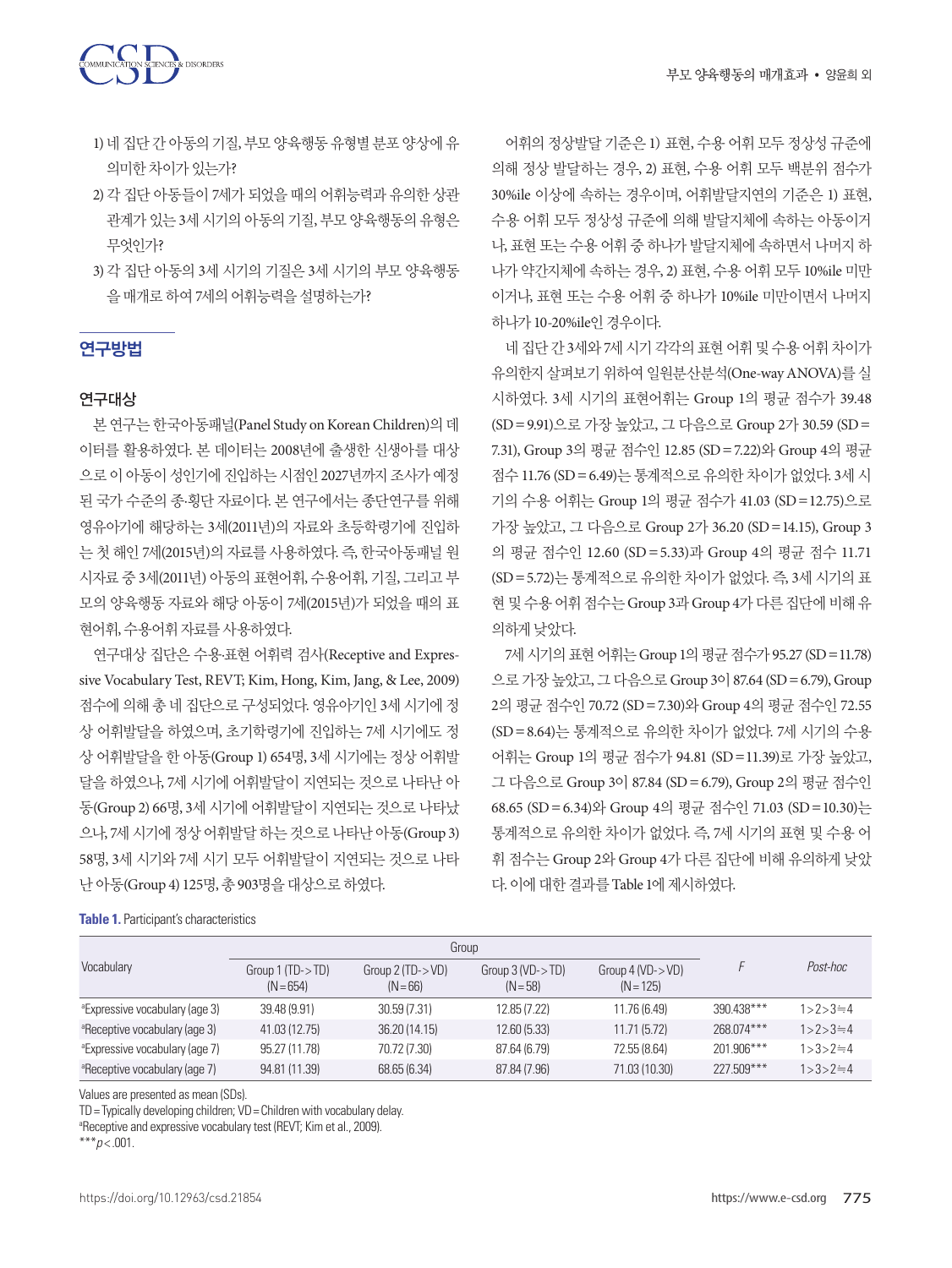1) 네 집단 간 아동의 기질, 부모 양육행동 유형별 분포 양상에 유의미한 차이가 있는가?
2) 각 집단 아동들이 7세가 되었을 때의 어휘능력과 유의한 상관관계가 있는 3세 시기의 아동의 기질, 부모 양육행동의 유형은 무엇인가?
3) 각 집단 아동의 3세 시기의 기질은 3세 시기의 부모 양육행동을 매개로 하여 7세의 어휘능력을 설명하는가?

## 연구방법

### 연구대상

본 연구는 한국아동패널(Panel Study on Korean Children)의 데이터를 활용하였다. 본 데이터는 2008년에 출생한 신생아를 대상으로 이 아동이 성인기에 진입하는 시점인 2027년까지 조사가 예정된 국가 수준의 종·횡단 자료이다. 본 연구에서는 종단연구를 위해 영유아기에 해당하는 3세(2011년)의 자료와 초등학령기에 진입하는 첫 해인 7세(2015년)의 자료를 사용하였다. 즉, 한국아동패널 원시자료 중 3세(2011년) 아동의 표현어휘, 수용어휘, 기질, 그리고 부모의 양육행동 자료와 해당 아동이 7세(2015년)가 되었을 때의 표현어휘, 수용어휘 자료를 사용하였다.

연구대상 집단은 수용·표현 어휘력 검사(Receptive and Expressive Vocabulary Test, REVT; Kim, Hong, Kim, Jang, & Lee, 2009) 점수에 의해 총 네 집단으로 구성되었다. 영유아기인 3세 시기에 정상 어휘발달을 하였으며, 초기학령기에 진입하는 7세 시기에도 정상 어휘발달을 한 아동(Group 1) 654명, 3세 시기에는 정상 어휘발달을 하였으나, 7세 시기에 어휘발달이 지연되는 것으로 나타난 아동(Group 2) 66명, 3세 시기에 어휘발달이 지연되는 것으로 나타났으나, 7세 시기에 정상 어휘발달 하는 것으로 나타난 아동(Group 3) 58명, 3세 시기와 7세 시기 모두 어휘발달이 지연되는 것으로 나타난 아동(Group 4) 125명, 총 903명을 대상으로 하였다.

어휘의 정상발달 기준은 1) 표현, 수용 어휘 모두 정상성 규준에 의해 정상 발달하는 경우, 2) 표현, 수용 어휘 모두 백분위 점수가 30%ile 이상에 속하는 경우이며, 어휘발달지연의 기준은 1) 표현, 수용 어휘 모두 정상성 규준에 의해 발달지체에 속하는 아동이거나, 표현 또는 수용 어휘 중 하나가 발달지체에 속하면서 나머지 하나가 약간지체에 속하는 경우, 2) 표현, 수용 어휘 모두 10%ile 미만이거나, 표현 또는 수용 어휘 중 하나가 10%ile 미만이면서 나머지 하나가 10-20%ile인 경우이다.

네 집단 간 3세와 7세 시기 각각의 표현 어휘 및 수용 어휘 차이가 유의한지 살펴보기 위하여 일원분산분석(One-way ANOVA)를 실시하였다. 3세 시기의 표현어휘는 Group 1의 평균 점수가 39.48 (SD = 9.91)으로 가장 높았고, 그 다음으로 Group 2가 30.59 (SD = 7.31), Group 3의 평균 점수인 12.85 (SD = 7.22)와 Group 4의 평균 점수 11.76 (SD = 6.49)는 통계적으로 유의한 차이가 없었다. 3세 시기의 수용 어휘는 Group 1의 평균 점수가 41.03 (SD = 12.75)으로 가장 높았고, 그 다음으로 Group 2가 36.20 (SD = 14.15), Group 3의 평균 점수인 12.60 (SD = 5.33)과 Group 4의 평균 점수 11.71 (SD = 5.72)는 통계적으로 유의한 차이가 없었다. 즉, 3세 시기의 표현 및 수용 어휘 점수는 Group 3과 Group 4가 다른 집단에 비해 유의하게 낮았다.

7세 시기의 표현 어휘는 Group 1의 평균 점수가 95.27 (SD = 11.78)으로 가장 높았고, 그 다음으로 Group 3이 87.64 (SD = 6.79), Group 2의 평균 점수인 70.72 (SD = 7.30)와 Group 4의 평균 점수인 72.55 (SD = 8.64)는 통계적으로 유의한 차이가 없었다. 7세 시기의 수용 어휘는 Group 1의 평균 점수가 94.81 (SD = 11.39)로 가장 높았고, 그 다음으로 Group 3이 87.84 (SD = 6.79), Group 2의 평균 점수인 68.65 (SD = 6.34)와 Group 4의 평균 점수인 71.03 (SD = 10.30)는 통계적으로 유의한 차이가 없었다. 즉, 7세 시기의 표현 및 수용 어휘 점수는 Group 2와 Group 4가 다른 집단에 비해 유의하게 낮았다. 이에 대한 결과를 Table 1에 제시하였다.

**Table 1.** Participant's characteristics

| Vocabulary | Group | | | | *F* | *Post-hoc* |
|---|---|---|---|---|---|---|
| | Group 1 (TD->TD) (N=654) | Group 2 (TD->VD) (N=66) | Group 3 (VD->TD) (N=58) | Group 4 (VD->VD) (N=125) | | |
| [a]Expressive vocabulary (age 3) | 39.48 (9.91) | 30.59 (7.31) | 12.85 (7.22) | 11.76 (6.49) | 390.438*** | 1>2>3≒4 |
| [a]Receptive vocabulary (age 3) | 41.03 (12.75) | 36.20 (14.15) | 12.60 (5.33) | 11.71 (5.72) | 268.074*** | 1>2>3≒4 |
| [a]Expressive vocabulary (age 7) | 95.27 (11.78) | 70.72 (7.30) | 87.64 (6.79) | 72.55 (8.64) | 201.906*** | 1>3>2≒4 |
| [a]Receptive vocabulary (age 7) | 94.81 (11.39) | 68.65 (6.34) | 87.84 (7.96) | 71.03 (10.30) | 227.509*** | 1>3>2≒4 |

Values are presented as mean (SDs).
TD = Typically developing children; VD = Children with vocabulary delay.
[a]Receptive and expressive vocabulary test (REVT; Kim et al., 2009).
***$p < .001$.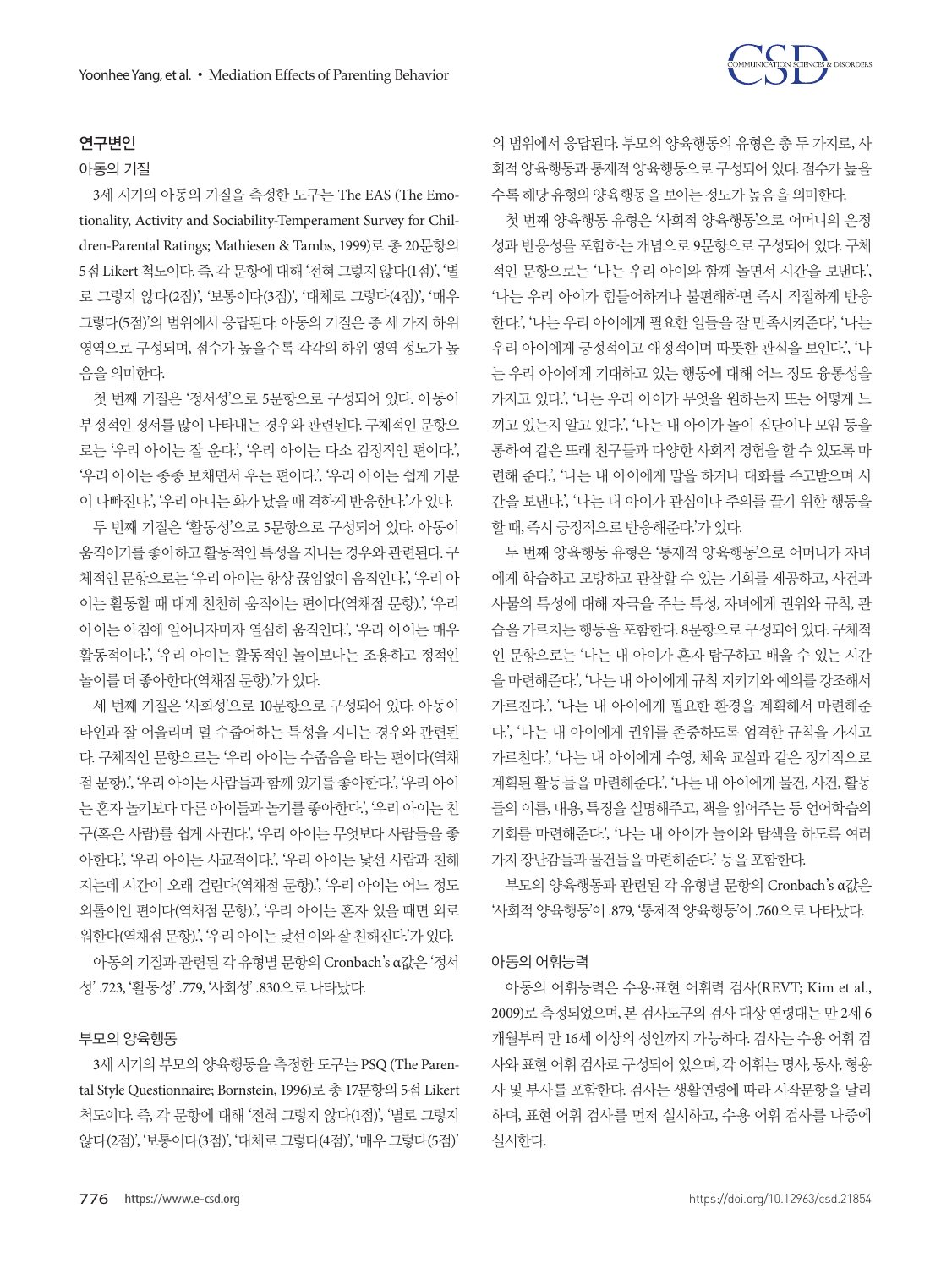## 연구변인

### 아동의 기질

3세 시기의 아동의 기질을 측정한 도구는 The EAS (The Emotionality, Activity and Sociability-Temperament Survey for Children-Parental Ratings; Mathiesen & Tambs, 1999)로 총 20문항의 5점 Likert 척도이다. 즉, 각 문항에 대해 '전혀 그렇지 않다(1점)', '별로 그렇지 않다(2점)', '보통이다(3점)', '대체로 그렇다(4점)', '매우 그렇다(5점)'의 범위에서 응답된다. 아동의 기질은 총 세 가지 하위 영역으로 구성되며, 점수가 높을수록 각각의 하위 영역 정도가 높음을 의미한다.

첫 번째 기질은 '정서성'으로 5문항으로 구성되어 있다. 아동이 부정적인 정서를 많이 나타내는 경우와 관련된다. 구체적인 문항으로는 '우리 아이는 잘 운다.', '우리 아이는 다소 감정적인 편이다.', '우리 아이는 종종 보채면서 우는 편이다.', '우리 아이는 쉽게 기분이 나빠진다.', '우리 아니는 화가 났을 때 격하게 반응한다.'가 있다.

두 번째 기질은 '활동성'으로 5문항으로 구성되어 있다. 아동이 움직이기를 좋아하고 활동적인 특성을 지니는 경우와 관련된다. 구체적인 문항으로는 '우리 아이는 항상 끊임없이 움직인다.', '우리 아이는 활동할 때 대개 천천히 움직이는 편이다(역채점 문항).', '우리 아이는 아침에 일어나자마자 열심히 움직인다.', '우리 아이는 매우 활동적이다.', '우리 아이는 활동적인 놀이보다는 조용하고 정적인 놀이를 더 좋아한다(역채점 문항).'가 있다.

세 번째 기질은 '사회성'으로 10문항으로 구성되어 있다. 아동이 타인과 잘 어울리며 덜 수줍어하는 특성을 지니는 경우와 관련된다. 구체적인 문항으로는 '우리 아이는 수줍음을 타는 편이다(역채점 문항).', '우리 아이는 사람들과 함께 있기를 좋아한다.', '우리 아이는 혼자 놀기보다 다른 아이들과 놀기를 좋아한다.', '우리 아이는 친구(혹은 사람)를 쉽게 사귄다.', '우리 아이는 무엇보다 사람들을 좋아한다.', '우리 아이는 사교적이다.', '우리 아이는 낯선 사람과 친해지는데 시간이 오래 걸린다(역채점 문항).', '우리 아이는 어느 정도 외톨이인 편이다(역채점 문항).', '우리 아이는 혼자 있을 때면 외로워한다(역채점 문항).', '우리 아이는 낯선 이와 잘 친해진다.'가 있다.

아동의 기질과 관련된 각 유형별 문항의 Cronbach's α값은 '정서성' .723, '활동성' .779, '사회성' .830으로 나타났다.

### 부모의 양육행동

3세 시기의 부모의 양육행동을 측정한 도구는 PSQ (The Parental Style Questionnaire; Bornstein, 1996)로 총 17문항의 5점 Likert 척도이다. 즉, 각 문항에 대해 '전혀 그렇지 않다(1점)', '별로 그렇지 않다(2점)', '보통이다(3점)', '대체로 그렇다(4점)', '매우 그렇다(5점)'의 범위에서 응답된다. 부모의 양육행동의 유형은 총 두 가지로, 사회적 양육행동과 통제적 양육행동으로 구성되어 있다. 점수가 높을수록 해당 유형의 양육행동을 보이는 정도가 높음을 의미한다.

첫 번째 양육행동 유형은 '사회적 양육행동'으로 어머니의 온정성과 반응성을 포함하는 개념으로 9문항으로 구성되어 있다. 구체적인 문항으로는 '나는 우리 아이와 함께 놀면서 시간을 보낸다.', '나는 우리 아이가 힘들어하거나 불편해하면 즉시 적절하게 반응한다.', '나는 우리 아이에게 필요한 일들을 잘 만족시켜준다', '나는 우리 아이에게 긍정적이고 애정적이며 따뜻한 관심을 보인다.', '나는 우리 아이에게 기대하고 있는 행동에 대해 어느 정도 융통성을 가지고 있다.', '나는 우리 아이가 무엇을 원하는지 또는 어떻게 느끼고 있는지 알고 있다.', '나는 내 아이가 놀이 집단이나 모임 등을 통하여 같은 또래 친구들과 다양한 사회적 경험을 할 수 있도록 마련해 준다.', '나는 내 아이에게 말을 하거나 대화를 주고받으며 시간을 보낸다.', '나는 내 아이가 관심이나 주의를 끌기 위한 행동을 할 때, 즉시 긍정적으로 반응해준다.'가 있다.

두 번째 양육행동 유형은 '통제적 양육행동'으로 어머니가 자녀에게 학습하고 모방하고 관찰할 수 있는 기회를 제공하고, 사건과 사물의 특성에 대해 자극을 주는 특성, 자녀에게 권위와 규칙, 관습을 가르치는 행동을 포함한다. 8문항으로 구성되어 있다. 구체적인 문항으로는 '나는 내 아이가 혼자 탐구하고 배울 수 있는 시간을 마련해준다.', '나는 내 아이에게 규칙 지키기와 예의를 강조해서 가르친다.', '나는 내 아이에게 필요한 환경을 계획해서 마련해준다.', '나는 내 아이에게 권위를 존중하도록 엄격한 규칙을 가지고 가르친다.', '나는 내 아이에게 수영, 체육 교실과 같은 정기적으로 계획된 활동들을 마련해준다.', '나는 내 아이에게 물건, 사건, 활동들의 이름, 내용, 특징을 설명해주고, 책을 읽어주는 등 언어학습의 기회를 마련해준다.', '나는 내 아이가 놀이와 탐색을 하도록 여러 가지 장난감들과 물건들을 마련해준다.' 등을 포함한다.

부모의 양육행동과 관련된 각 유형별 문항의 Cronbach's α값은 '사회적 양육행동'이 .879, '통제적 양육행동'이 .760으로 나타났다.

### 아동의 어휘능력

아동의 어휘능력은 수용·표현 어휘력 검사(REVT; Kim et al., 2009)로 측정되었으며, 본 검사도구의 검사 대상 연령대는 만 2세 6개월부터 만 16세 이상의 성인까지 가능하다. 검사는 수용 어휘 검사와 표현 어휘 검사로 구성되어 있으며, 각 어휘는 명사, 동사, 형용사 및 부사를 포함한다. 검사는 생활연령에 따라 시작문항을 달리하며, 표현 어휘 검사를 먼저 실시하고, 수용 어휘 검사를 나중에 실시한다.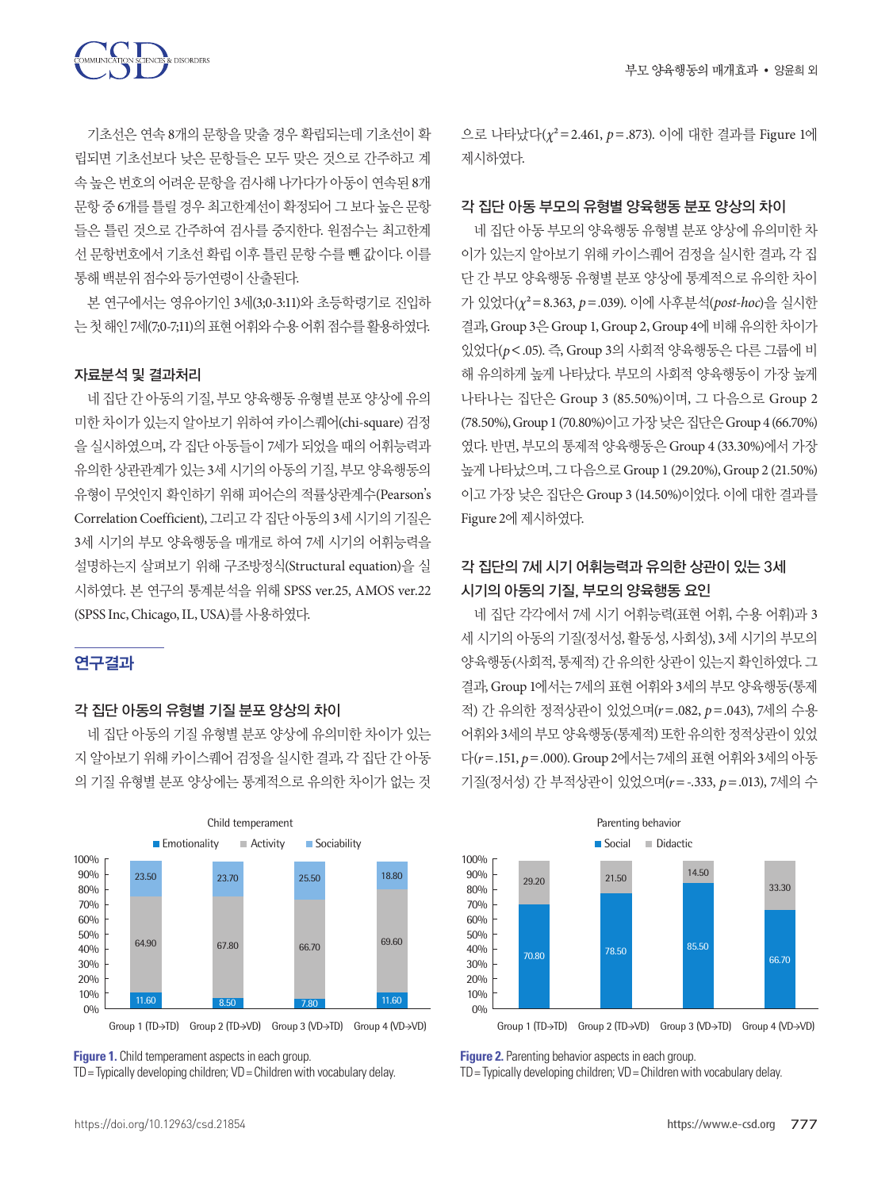기초선은 연속 8개의 문항을 맞출 경우 확립되는데 기초선이 확립되면 기초선보다 낮은 문항들은 모두 맞은 것으로 간주하고 계속 높은 번호의 어려운 문항을 검사해 나가다가 아동이 연속된 8개 문항 중 6개를 틀릴 경우 최고한계선이 확정되어 그 보다 높은 문항들은 틀린 것으로 간주하여 검사를 중지한다. 원점수는 최고한계선 문항번호에서 기초선 확립 이후 틀린 문항 수를 뺀 값이다. 이를 통해 백분위 점수와 등가연령이 산출된다.

본 연구에서는 영유아기인 3세(3;0-3:11)와 초등학령기로 진입하는 첫 해인 7세(7;0-7;11)의 표현 어휘와 수용 어휘 점수를 활용하였다.

### 자료분석 및 결과처리

네 집단 간 아동의 기질, 부모 양육행동 유형별 분포 양상에 유의미한 차이가 있는지 알아보기 위하여 카이스퀘어(chi-square) 검정을 실시하였으며, 각 집단 아동들이 7세가 되었을 때의 어휘능력과 유의한 상관관계가 있는 3세 시기의 아동의 기질, 부모 양육행동의 유형이 무엇인지 확인하기 위해 피어슨의 적률상관계수(Pearson's Correlation Coefficient), 그리고 각 집단 아동의 3세 시기의 기질은 3세 시기의 부모 양육행동을 매개로 하여 7세 시기의 어휘능력을 설명하는지 살펴보기 위해 구조방정식(Structural equation)을 실시하였다. 본 연구의 통계분석을 위해 SPSS ver.25, AMOS ver.22 (SPSS Inc, Chicago, IL, USA)를 사용하였다.

## 연구결과

### 각 집단 아동의 유형별 기질 분포 양상의 차이

네 집단 아동의 기질 유형별 분포 양상에 유의미한 차이가 있는지 알아보기 위해 카이스퀘어 검정을 실시한 결과, 각 집단 간 아동의 기질 유형별 분포 양상에는 통계적으로 유의한 차이가 없는 것으로 나타났다($\chi^2$ = 2.461, $p$ = .873). 이에 대한 결과를 Figure 1에 제시하였다.

### 각 집단 아동 부모의 유형별 양육행동 분포 양상의 차이

네 집단 아동 부모의 양육행동 유형별 분포 양상에 유의미한 차이가 있는지 알아보기 위해 카이스퀘어 검정을 실시한 결과, 각 집단 간 부모 양육행동 유형별 분포 양상에 통계적으로 유의한 차이가 있었다($\chi^2$ = 8.363, $p$ = .039). 이에 사후분석(*post-hoc*)을 실시한 결과, Group 3은 Group 1, Group 2, Group 4에 비해 유의한 차이가 있었다($p$ < .05). 즉, Group 3의 사회적 양육행동은 다른 그룹에 비해 유의하게 높게 나타났다. 부모의 사회적 양육행동이 가장 높게 나타나는 집단은 Group 3 (85.50%)이며, 그 다음으로 Group 2 (78.50%), Group 1 (70.80%)이고 가장 낮은 집단은 Group 4 (66.70%)였다. 반면, 부모의 통제적 양육행동은 Group 4 (33.30%)에서 가장 높게 나타났으며, 그 다음으로 Group 1 (29.20%), Group 2 (21.50%)이고 가장 낮은 집단은 Group 3 (14.50%)이었다. 이에 대한 결과를 Figure 2에 제시하였다.

### 각 집단의 7세 시기 어휘능력과 유의한 상관이 있는 3세 시기의 아동의 기질, 부모의 양육행동 요인

네 집단 각각에서 7세 시기 어휘능력(표현 어휘, 수용 어휘)과 3세 시기의 아동의 기질(정서성, 활동성, 사회성), 3세 시기의 부모의 양육행동(사회적, 통제적) 간 유의한 상관이 있는지 확인하였다. 그 결과, Group 1에서는 7세의 표현 어휘와 3세의 부모 양육행동(통제적) 간 유의한 정적상관이 있었으며($r$ = .082, $p$ = .043), 7세의 수용 어휘와 3세의 부모 양육행동(통제적) 또한 유의한 정적상관이 있었다($r$ = .151, $p$ = .000). Group 2에서는 7세의 표현 어휘와 3세의 아동 기질(정서성) 간 부적상관이 있었으며($r$ = -.333, $p$ = .013), 7세의 수

Child temperament
Emotionality  Activity  Sociability
100%, 90%, 80%, 70%, 60%, 50%, 40%, 30%, 20%, 10%, 0%
Group 1 (TD→TD): 23.50, 64.90, 11.60
Group 2 (TD→VD): 23.70, 67.80, 8.50
Group 3 (VD→TD): 25.50, 66.70, 7.80
Group 4 (VD→VD): 18.80, 69.60, 11.60

**Figure 1.** Child temperament aspects in each group.
TD = Typically developing children; VD = Children with vocabulary delay.

Parenting behavior
Social  Didactic
100%, 90%, 80%, 70%, 60%, 50%, 40%, 30%, 20%, 10%, 0%
Group 1 (TD→TD): 29.20, 70.80
Group 2 (TD→VD): 21.50, 78.50
Group 3 (VD→TD): 14.50, 85.50
Group 4 (VD→VD): 33.30, 66.70

**Figure 2.** Parenting behavior aspects in each group.
TD = Typically developing children; VD = Children with vocabulary delay.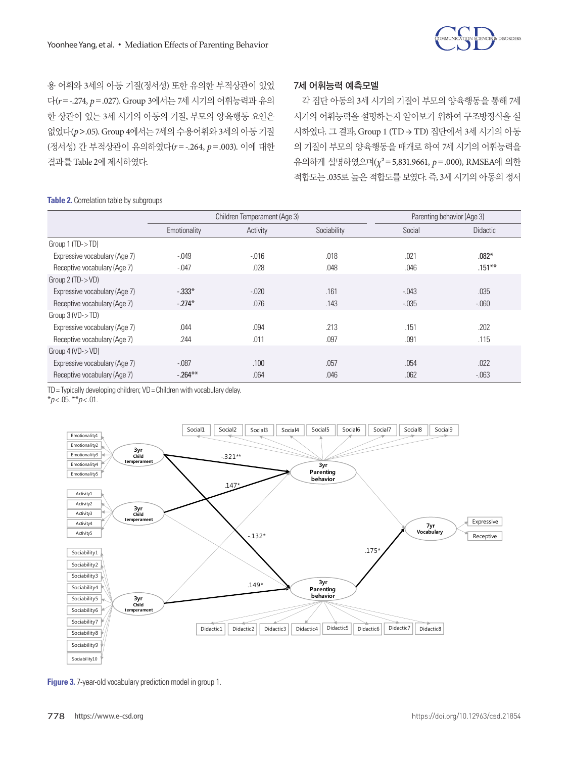용 어휘와 3세의 아동 기질(정서성) 또한 유의한 부적상관이 있었다($r$=-.274, $p$=.027). Group 3에서는 7세 시기의 어휘능력과 유의한 상관이 있는 3세 시기의 아동의 기질, 부모의 양육행동 요인은 없었다($p$>.05). Group 4에서는 7세의 수용어휘와 3세의 아동 기질(정서성) 간 부적상관이 유의하였다($r$=-.264, $p$=.003). 이에 대한 결과를 Table 2에 제시하였다.

### 7세 어휘능력 예측모델

각 집단 아동의 3세 시기의 기질이 부모의 양육행동을 통해 7세 시기의 어휘능력을 설명하는지 알아보기 위하여 구조방정식을 실시하였다. 그 결과, Group 1 (TD→TD) 집단에서 3세 시기의 아동의 기질이 부모의 양육행동을 매개로 하여 7세 시기의 어휘능력을 유의하게 설명하였으며($\chi^2$=5,831.9661, $p$=.000), RMSEA에 의한 적합도는 .035로 높은 적합도를 보였다. 즉, 3세 시기의 아동의 정서

**Table 2.** Correlation table by subgroups

| | Children Temperament (Age 3) | | | Parenting behavior (Age 3) | |
|---|---|---|---|---|---|
| | Emotionality | Activity | Sociability | Social | Didactic |
| Group 1 (TD->TD) | | | | | |
| Expressive vocabulary (Age 7) | -.049 | -.016 | .018 | .021 | .082* |
| Receptive vocabulary (Age 7) | -.047 | .028 | .048 | .046 | .151** |
| Group 2 (TD->VD) | | | | | |
| Expressive vocabulary (Age 7) | -.333* | -.020 | .161 | -.043 | .035 |
| Receptive vocabulary (Age 7) | -.274* | .076 | .143 | -.035 | -.060 |
| Group 3 (VD->TD) | | | | | |
| Expressive vocabulary (Age 7) | .044 | .094 | .213 | .151 | .202 |
| Receptive vocabulary (Age 7) | .244 | .011 | .097 | .091 | .115 |
| Group 4 (VD->VD) | | | | | |
| Expressive vocabulary (Age 7) | -.087 | .100 | .057 | .054 | .022 |
| Receptive vocabulary (Age 7) | -.264** | .064 | .046 | .062 | -.063 |

TD=Typically developing children; VD=Children with vocabulary delay.
*$p$<.05. **$p$<.01.

Social1 Social2 Social3 Social4 Social5 Social6 Social7 Social8 Social9
Emotionality1 Emotionality2 Emotionality3 Emotionality4 Emotionality5
Activity1 Activity2 Activity3 Activity4 Activity5
Sociability1 Sociability2 Sociability3 Sociability4 Sociability5 Sociability6 Sociability7 Sociability8 Sociability9 Sociability10
3yr Child temperament
3yr Parenting behavior
7yr Vocabulary
Expressive
Receptive
-.321**
.147*
-.132*
.149*
.175*
Didactic1 Didactic2 Didactic3 Didactic4 Didactic5 Didactic6 Didactic7 Didactic8

**Figure 3.** 7-year-old vocabulary prediction model in group 1.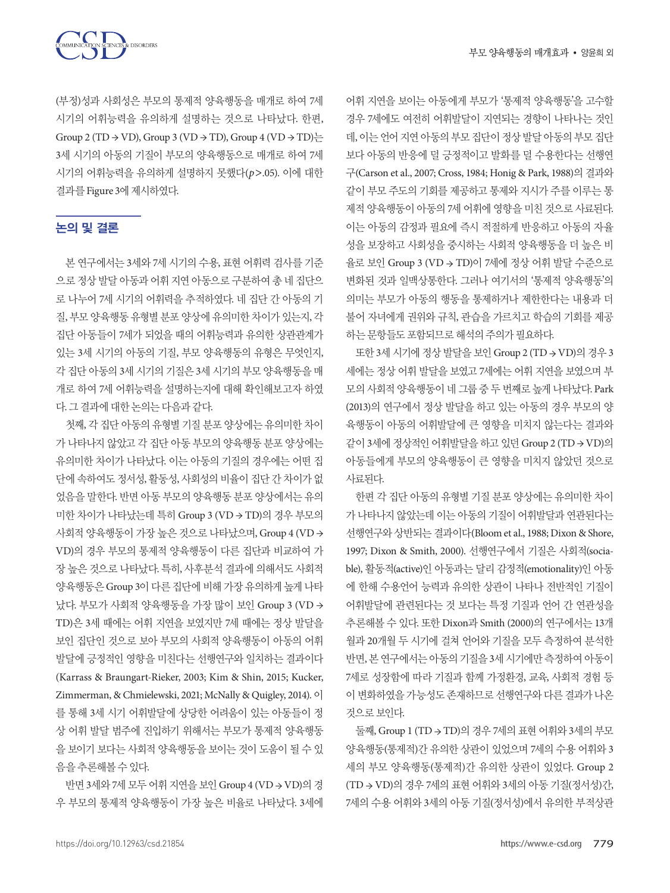(부정)성과 사회성은 부모의 통제적 양육행동을 매개로 하여 7세 시기의 어휘능력을 유의하게 설명하는 것으로 나타났다. 한편, Group 2 (TD → VD), Group 3 (VD → TD), Group 4 (VD → TD)는 3세 시기의 아동의 기질이 부모의 양육행동으로 매개로 하여 7세 시기의 어휘능력을 유의하게 설명하지 못했다($p$>.05). 이에 대한 결과를 Figure 3에 제시하였다.

## 논의 및 결론

본 연구에서는 3세와 7세 시기의 수용, 표현 어휘력 검사를 기준으로 정상 발달 아동과 어휘 지연 아동으로 구분하여 총 네 집단으로 나누어 7세 시기의 어휘력을 추적하였다. 네 집단 간 아동의 기질, 부모 양육행동 유형별 분포 양상에 유의미한 차이가 있는지, 각 집단 아동들이 7세가 되었을 때의 어휘능력과 유의한 상관관계가 있는 3세 시기의 아동의 기질, 부모 양육행동의 유형은 무엇인지, 각 집단 아동의 3세 시기의 기질은 3세 시기의 부모 양육행동을 매개로 하여 7세 어휘능력을 설명하는지에 대해 확인해보고자 하였다. 그 결과에 대한 논의는 다음과 같다.

첫째, 각 집단 아동의 유형별 기질 분포 양상에는 유의미한 차이가 나타나지 않았고 각 집단 아동 부모의 양육행동 분포 양상에는 유의미한 차이가 나타났다. 이는 아동의 기질의 경우에는 어떤 집단에 속하여도 정서성, 활동성, 사회성의 비율이 집단 간 차이가 없었음을 말한다. 반면 아동 부모의 양육행동 분포 양상에서는 유의미한 차이가 나타났는데 특히 Group 3 (VD → TD)의 경우 부모의 사회적 양육행동이 가장 높은 것으로 나타났으며, Group 4 (VD → VD)의 경우 부모의 통제적 양육행동이 다른 집단과 비교하여 가장 높은 것으로 나타났다. 특히, 사후분석 결과에 의해서도 사회적 양육행동은 Group 3이 다른 집단에 비해 가장 유의하게 높게 나타났다. 부모가 사회적 양육행동을 가장 많이 보인 Group 3 (VD → TD)은 3세 때에는 어휘 지연을 보였지만 7세 때에는 정상 발달을 보인 집단인 것으로 보아 부모의 사회적 양육행동이 아동의 어휘 발달에 긍정적인 영향을 미친다는 선행연구와 일치하는 결과이다 (Karrass & Braungart-Rieker, 2003; Kim & Shin, 2015; Kucker, Zimmerman, & Chmielewski, 2021; McNally & Quigley, 2014). 이를 통해 3세 시기 어휘발달에 상당한 어려움이 있는 아동들이 정상 어휘 발달 범주에 진입하기 위해서는 부모가 통제적 양육행동을 보이기 보다는 사회적 양육행동을 보이는 것이 도움이 될 수 있음을 추론해볼 수 있다.

반면 3세와 7세 모두 어휘 지연을 보인 Group 4 (VD → VD)의 경우 부모의 통제적 양육행동이 가장 높은 비율로 나타났다. 3세에 어휘 지연을 보이는 아동에게 부모가 '통제적 양육행동'을 고수할 경우 7세에도 여전히 어휘발달이 지연되는 경향이 나타나는 것인데, 이는 언어 지연 아동의 부모 집단이 정상 발달 아동의 부모 집단보다 아동의 반응에 덜 긍정적이고 발화를 덜 수용한다는 선행연구(Carson et al., 2007; Cross, 1984; Honig & Park, 1988)의 결과와 같이 부모 주도의 기회를 제공하고 통제와 지시가 주를 이루는 통제적 양육행동이 아동의 7세 어휘에 영향을 미친 것으로 사료된다. 이는 아동의 감정과 필요에 즉시 적절하게 반응하고 아동의 자율성을 보장하고 사회성을 중시하는 사회적 양육행동을 더 높은 비율로 보인 Group 3 (VD → TD)이 7세에 정상 어휘 발달 수준으로 변화된 것과 일맥상통한다. 그러나 여기서의 '통제적 양육행동'의 의미는 부모가 아동의 행동을 통제하거나 제한한다는 내용과 더불어 자녀에게 권위와 규칙, 관습을 가르치고 학습의 기회를 제공하는 문항들도 포함되므로 해석의 주의가 필요하다.

또한 3세 시기에 정상 발달을 보인 Group 2 (TD → VD)의 경우 3세에는 정상 어휘 발달을 보였고 7세에는 어휘 지연을 보였으며 부모의 사회적 양육행동이 네 그룹 중 두 번째로 높게 나타났다. Park (2013)의 연구에서 정상 발달을 하고 있는 아동의 경우 부모의 양육행동이 아동의 어휘발달에 큰 영향을 미치지 않는다는 결과와 같이 3세에 정상적인 어휘발달을 하고 있던 Group 2 (TD → VD)의 아동들에게 부모의 양육행동이 큰 영향을 미치지 않았던 것으로 사료된다.

한편 각 집단 아동의 유형별 기질 분포 양상에는 유의미한 차이가 나타나지 않았는데 이는 아동의 기질이 어휘발달과 연관된다는 선행연구와 상반되는 결과이다(Bloom et al., 1988; Dixon & Shore, 1997; Dixon & Smith, 2000). 선행연구에서 기질은 사회적(sociable), 활동적(active)인 아동과는 달리 감정적(emotionality)인 아동에 한해 수용언어 능력과 유의한 상관이 나타나 전반적인 기질이 어휘발달에 관련된다는 것 보다는 특정 기질과 언어 간 연관성을 추론해볼 수 있다. 또한 Dixon과 Smith (2000)의 연구에서는 13개월과 20개월 두 시기에 걸쳐 언어와 기질을 모두 측정하여 분석한 반면, 본 연구에서는 아동의 기질을 3세 시기에만 측정하여 아동이 7세로 성장함에 따라 기질과 함께 가정환경, 교육, 사회적 경험 등이 변화하였을 가능성도 존재하므로 선행연구와 다른 결과가 나온 것으로 보인다.

둘째, Group 1 (TD → TD)의 경우 7세의 표현 어휘와 3세의 부모 양육행동(통제적)간 유의한 상관이 있었으며 7세의 수용 어휘와 3세의 부모 양육행동(통제적)간 유의한 상관이 있었다. Group 2 (TD → VD)의 경우 7세의 표현 어휘와 3세의 아동 기질(정서성)간, 7세의 수용 어휘와 3세의 아동 기질(정서성)에서 유의한 부적상관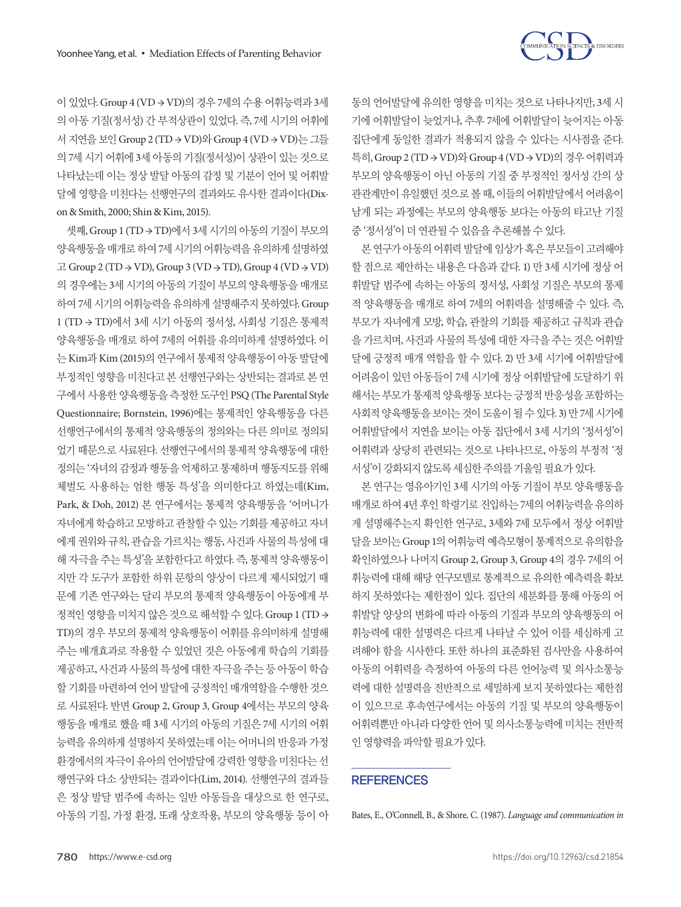이 있었다. Group 4 (VD→VD)의 경우 7세의 수용 어휘능력과 3세의 아동 기질(정서성) 간 부적상관이 있었다. 즉, 7세 시기의 어휘에서 지연을 보인 Group 2 (TD→VD)와 Group 4 (VD→VD)는 그들의 7세 시기 어휘에 3세 아동의 기질(정서성)이 상관이 있는 것으로 나타났는데 이는 정상 발달 아동의 감정 및 기분이 언어 및 어휘발달에 영향을 미친다는 선행연구의 결과와도 유사한 결과이다(Dixon & Smith, 2000; Shin & Kim, 2015).

셋째, Group 1 (TD→TD)에서 3세 시기의 아동의 기질이 부모의 양육행동을 매개로 하여 7세 시기의 어휘능력을 유의하게 설명하였고 Group 2 (TD→VD), Group 3 (VD→TD), Group 4 (VD→VD)의 경우에는 3세 시기의 아동의 기질이 부모의 양육행동을 매개로 하여 7세 시기의 어휘능력을 유의하게 설명해주지 못하였다. Group 1 (TD→TD)에서 3세 시기 아동의 정서성, 사회성 기질은 통제적 양육행동을 매개로 하여 7세의 어휘를 유의미하게 설명하였다. 이는 Kim과 Kim (2015)의 연구에서 통제적 양육행동이 아동 발달에 부정적인 영향을 미친다고 본 선행연구와는 상반되는 결과로 본 연구에서 사용한 양육행동을 측정한 도구인 PSQ (The Parental Style Questionnaire; Bornstein, 1996)에는 통제적인 양육행동을 다른 선행연구에서의 통제적 양육행동의 정의와는 다른 의미로 정의되었기 때문으로 사료된다. 선행연구에서의 통제적 양육행동에 대한 정의는 '자녀의 감정과 행동을 억제하고 통제하며 행동지도를 위해 체벌도 사용하는 엄한 행동 특성'을 의미한다고 하였는데(Kim, Park, & Doh, 2012) 본 연구에서는 통제적 양육행동을 '어머니가 자녀에게 학습하고 모방하고 관찰할 수 있는 기회를 제공하고 자녀에게 권위와 규칙, 관습을 가르치는 행동, 사건과 사물의 특성에 대해 자극을 주는 특성'을 포함한다고 하였다. 즉, 통제적 양육행동이지만 각 도구가 포함한 하위 문항의 양상이 다르게 제시되었기 때문에 기존 연구와는 달리 부모의 통제적 양육행동이 아동에게 부정적인 영향을 미치지 않은 것으로 해석할 수 있다. Group 1 (TD→TD)의 경우 부모의 통제적 양육행동이 어휘를 유의미하게 설명해주는 매개효과로 작용할 수 있었던 것은 아동에게 학습의 기회를 제공하고, 사건과 사물의 특성에 대한 자극을 주는 등 아동이 학습할 기회를 마련하여 언어 발달에 긍정적인 매개역할을 수행한 것으로 사료된다. 반면 Group 2, Group 3, Group 4에서는 부모의 양육행동을 매개로 했을 때 3세 시기의 아동의 기질은 7세 시기의 어휘능력을 유의하게 설명하지 못하였는데 이는 어머니의 반응과 가정환경에서의 자극이 유아의 언어발달에 강력한 영향을 미친다는 선행연구와 다소 상반되는 결과이다(Lim, 2014). 선행연구의 결과들은 정상 발달 범주에 속하는 일반 아동들을 대상으로 한 연구로, 아동의 기질, 가정 환경, 또래 상호작용, 부모의 양육행동 등이 아동의 언어발달에 유의한 영향을 미치는 것으로 나타나지만, 3세 시기에 어휘발달이 늦었거나, 추후 7세에 어휘발달이 늦어지는 아동 집단에게 동일한 결과가 적용되지 않을 수 있다는 시사점을 준다. 특히, Group 2 (TD→VD)와 Group 4 (VD→VD)의 경우 어휘력과 부모의 양육행동이 아닌 아동의 기질 중 부정적인 정서성 간의 상관관계만이 유일했던 것으로 볼 때, 이들의 어휘발달에서 어려움이 남게 되는 과정에는 부모의 양육행동 보다는 아동의 타고난 기질 중 '정서성'이 더 연관될 수 있음을 추론해볼 수 있다.

본 연구가 아동의 어휘력 발달에 임상가 혹은 부모들이 고려해야 할 점으로 제안하는 내용은 다음과 같다. 1) 만 3세 시기에 정상 어휘발달 범주에 속하는 아동의 정서성, 사회성 기질은 부모의 통제적 양육행동을 매개로 하여 7세의 어휘력을 설명해줄 수 있다. 즉, 부모가 자녀에게 모방, 학습, 관찰의 기회를 제공하고 규칙과 관습을 가르치며, 사건과 사물의 특성에 대한 자극을 주는 것은 어휘발달에 긍정적 매개 역할을 할 수 있다. 2) 만 3세 시기에 어휘발달에 어려움이 있던 아동들이 7세 시기에 정상 어휘발달에 도달하기 위해서는 부모가 통제적 양육행동 보다는 긍정적 반응성을 포함하는 사회적 양육행동을 보이는 것이 도움이 될 수 있다. 3) 만 7세 시기에 어휘발달에서 지연을 보이는 아동 집단에서 3세 시기의 '정서성'이 어휘력과 상당히 관련되는 것으로 나타나므로, 아동의 부정적 '정서성'이 강화되지 않도록 세심한 주의를 기울일 필요가 있다.

본 연구는 영유아기인 3세 시기의 아동 기질이 부모 양육행동을 매개로 하여 4년 후인 학령기로 진입하는 7세의 어휘능력을 유의하게 설명해주는지 확인한 연구로, 3세와 7세 모두에서 정상 어휘발달을 보이는 Group 1의 어휘능력 예측모형이 통계적으로 유의함을 확인하였으나 나머지 Group 2, Group 3, Group 4의 경우 7세의 어휘능력에 대해 해당 연구모델로 통계적으로 유의한 예측력을 확보하지 못하였다는 제한점이 있다. 집단의 세분화를 통해 아동의 어휘발달 양상의 변화에 따라 아동의 기질과 부모의 양육행동의 어휘능력에 대한 설명력은 다르게 나타날 수 있어 이를 세심하게 고려해야 함을 시사한다. 또한 하나의 표준화된 검사만을 사용하여 아동의 어휘력을 측정하여 아동의 다른 언어능력 및 의사소통능력에 대한 설명력을 전반적으로 세밀하게 보지 못하였다는 제한점이 있으므로 후속연구에서는 아동의 기질 및 부모의 양육행동이 어휘력뿐만 아니라 다양한 언어 및 의사소통능력에 미치는 전반적인 영향력을 파악할 필요가 있다.

## REFERENCES

Bates, E., O'Connell, B., & Shore, C. (1987). *Language and communication in*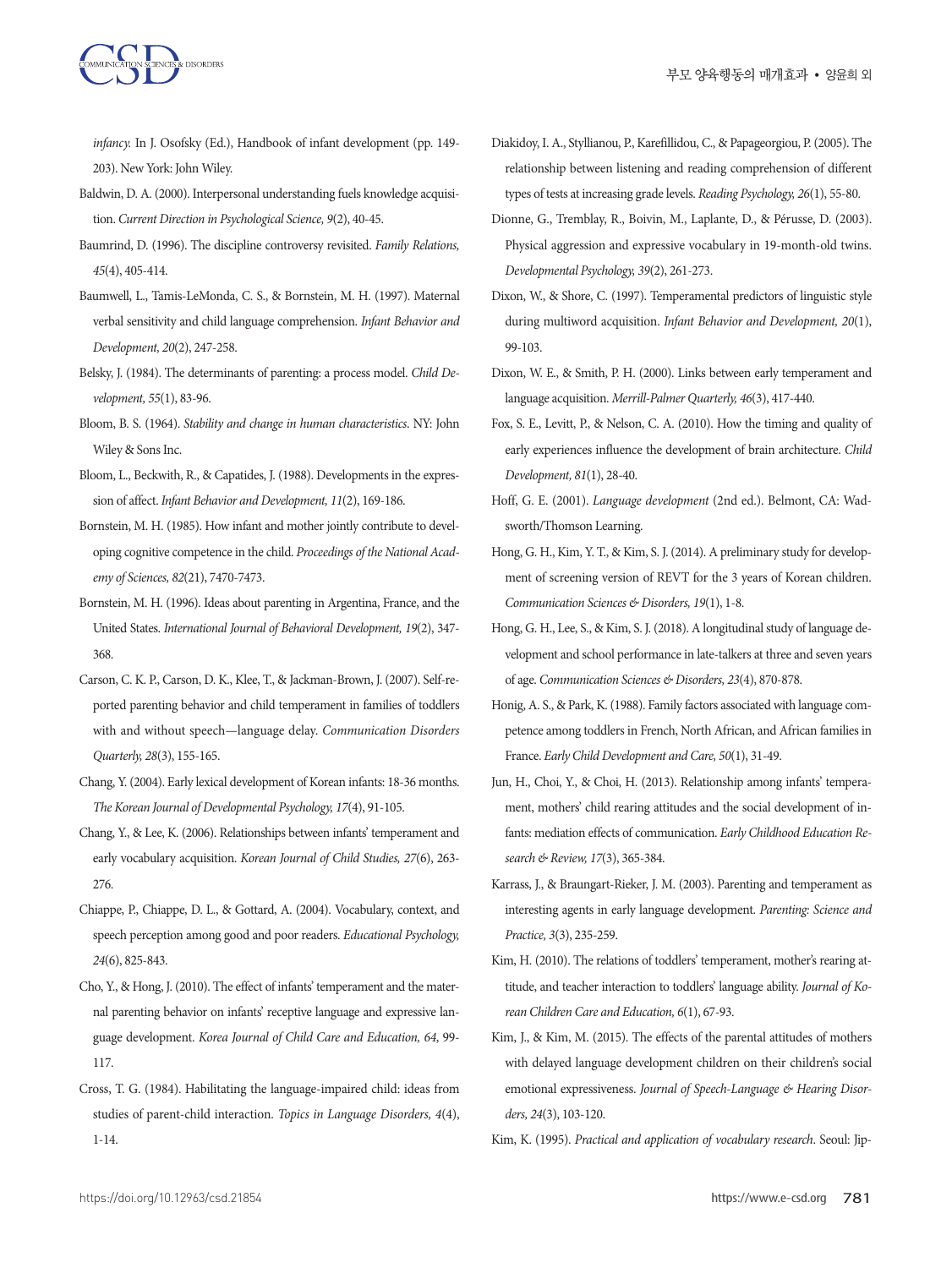*infancy.* In J. Osofsky (Ed.), Handbook of infant development (pp. 149-203). New York: John Wiley.

Baldwin, D. A. (2000). Interpersonal understanding fuels knowledge acquisition. *Current Direction in Psychological Science, 9*(2), 40-45.

Baumrind, D. (1996). The discipline controversy revisited. *Family Relations, 45*(4), 405-414.

Baumwell, L., Tamis-LeMonda, C. S., & Bornstein, M. H. (1997). Maternal verbal sensitivity and child language comprehension. *Infant Behavior and Development, 20*(2), 247-258.

Belsky, J. (1984). The determinants of parenting: a process model. *Child Development, 55*(1), 83-96.

Bloom, B. S. (1964). *Stability and change in human characteristics*. NY: John Wiley & Sons Inc.

Bloom, L., Beckwith, R., & Capatides, J. (1988). Developments in the expression of affect. *Infant Behavior and Development, 11*(2), 169-186.

Bornstein, M. H. (1985). How infant and mother jointly contribute to developing cognitive competence in the child. *Proceedings of the National Academy of Sciences, 82*(21), 7470-7473.

Bornstein, M. H. (1996). Ideas about parenting in Argentina, France, and the United States. *International Journal of Behavioral Development, 19*(2), 347-368.

Carson, C. K. P., Carson, D. K., Klee, T., & Jackman-Brown, J. (2007). Self-reported parenting behavior and child temperament in families of toddlers with and without speech—language delay. *Communication Disorders Quarterly, 28*(3), 155-165.

Chang, Y. (2004). Early lexical development of Korean infants: 18-36 months. *The Korean Journal of Developmental Psychology, 17*(4), 91-105.

Chang, Y., & Lee, K. (2006). Relationships between infants' temperament and early vocabulary acquisition. *Korean Journal of Child Studies, 27*(6), 263-276.

Chiappe, P., Chiappe, D. L., & Gottard, A. (2004). Vocabulary, context, and speech perception among good and poor readers. *Educational Psychology, 24*(6), 825-843.

Cho, Y., & Hong, J. (2010). The effect of infants' temperament and the maternal parenting behavior on infants' receptive language and expressive language development. *Korea Journal of Child Care and Education, 64*, 99-117.

Cross, T. G. (1984). Habilitating the language-impaired child: ideas from studies of parent-child interaction. *Topics in Language Disorders, 4*(4), 1-14.

Diakidoy, I. A., Stylianou, P., Karefillidou, C., & Papageorgiou, P. (2005). The relationship between listening and reading comprehension of different types of tests at increasing grade levels. *Reading Psychology, 26*(1), 55-80.

Dionne, G., Tremblay, R., Boivin, M., Laplante, D., & Pérusse, D. (2003). Physical aggression and expressive vocabulary in 19-month-old twins. *Developmental Psychology, 39*(2), 261-273.

Dixon, W., & Shore, C. (1997). Temperamental predictors of linguistic style during multiword acquisition. *Infant Behavior and Development, 20*(1), 99-103.

Dixon, W. E., & Smith, P. H. (2000). Links between early temperament and language acquisition. *Merrill-Palmer Quarterly, 46*(3), 417-440.

Fox, S. E., Levitt, P., & Nelson, C. A. (2010). How the timing and quality of early experiences influence the development of brain architecture. *Child Development, 81*(1), 28-40.

Hoff, G. E. (2001). *Language development* (2nd ed.). Belmont, CA: Wadsworth/Thomson Learning.

Hong, G. H., Kim, Y. T., & Kim, S. J. (2014). A preliminary study for development of screening version of REVT for the 3 years of Korean children. *Communication Sciences & Disorders, 19*(1), 1-8.

Hong, G. H., Lee, S., & Kim, S. J. (2018). A longitudinal study of language development and school performance in late-talkers at three and seven years of age. *Communication Sciences & Disorders, 23*(4), 870-878.

Honig, A. S., & Park, K. (1988). Family factors associated with language competence among toddlers in French, North African, and African families in France. *Early Child Development and Care, 50*(1), 31-49.

Jun, H., Choi, Y., & Choi, H. (2013). Relationship among infants' temperament, mothers' child rearing attitudes and the social development of infants: mediation effects of communication. *Early Childhood Education Research & Review, 17*(3), 365-384.

Karrass, J., & Braungart-Rieker, J. M. (2003). Parenting and temperament as interesting agents in early language development. *Parenting: Science and Practice, 3*(3), 235-259.

Kim, H. (2010). The relations of toddlers' temperament, mother's rearing attitude, and teacher interaction to toddlers' language ability. *Journal of Korean Children Care and Education, 6*(1), 67-93.

Kim, J., & Kim, M. (2015). The effects of the parental attitudes of mothers with delayed language development children on their children's social emotional expressiveness. *Journal of Speech-Language & Hearing Disorders, 24*(3), 103-120.

Kim, K. (1995). *Practical and application of vocabulary research*. Seoul: Jip-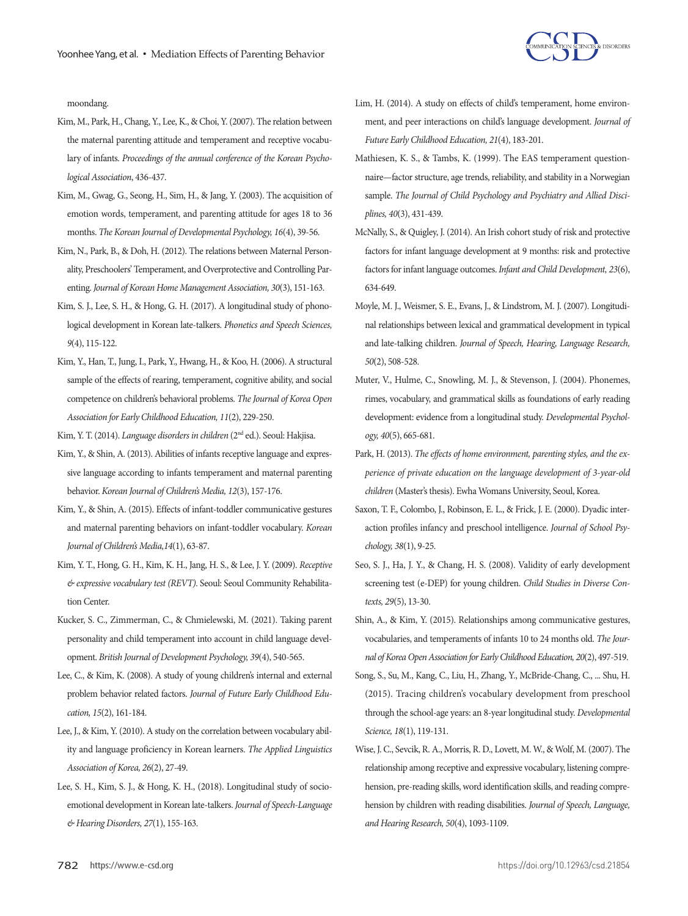moondang.

Kim, M., Park, H., Chang, Y., Lee, K., & Choi, Y. (2007). The relation between the maternal parenting attitude and temperament and receptive vocabulary of infants. *Proceedings of the annual conference of the Korean Psychological Association*, 436-437.

Kim, M., Gwag, G., Seong, H., Sim, H., & Jang, Y. (2003). The acquisition of emotion words, temperament, and parenting attitude for ages 18 to 36 months. *The Korean Journal of Developmental Psychology, 16*(4), 39-56.

Kim, N., Park, B., & Doh, H. (2012). The relations between Maternal Personality, Preschoolers' Temperament, and Overprotective and Controlling Parenting. *Journal of Korean Home Management Association, 30*(3), 151-163.

Kim, S. J., Lee, S. H., & Hong, G. H. (2017). A longitudinal study of phonological development in Korean late-talkers. *Phonetics and Speech Sciences, 9*(4), 115-122.

Kim, Y., Han, T., Jung, I., Park, Y., Hwang, H., & Koo, H. (2006). A structural sample of the effects of rearing, temperament, cognitive ability, and social competence on children's behavioral problems. *The Journal of Korea Open Association for Early Childhood Education, 11*(2), 229-250.

Kim, Y. T. (2014). *Language disorders in children* (2nd ed.). Seoul: Hakjisa.

Kim, Y., & Shin, A. (2013). Abilities of infants receptive language and expressive language according to infants temperament and maternal parenting behavior. *Korean Journal of Children's Media, 12*(3), 157-176.

Kim, Y., & Shin, A. (2015). Effects of infant-toddler communicative gestures and maternal parenting behaviors on infant-toddler vocabulary. *Korean Journal of Children's Media,14*(1), 63-87.

Kim, Y. T., Hong, G. H., Kim, K. H., Jang, H. S., & Lee, J. Y. (2009). *Receptive & expressive vocabulary test (REVT)*. Seoul: Seoul Community Rehabilitation Center.

Kucker, S. C., Zimmerman, C., & Chmielewski, M. (2021). Taking parent personality and child temperament into account in child language development. *British Journal of Development Psychology, 39*(4), 540-565.

Lee, C., & Kim, K. (2008). A study of young children's internal and external problem behavior related factors. *Journal of Future Early Childhood Education, 15*(2), 161-184.

Lee, J., & Kim, Y. (2010). A study on the correlation between vocabulary ability and language proficiency in Korean learners. *The Applied Linguistics Association of Korea, 26*(2), 27-49.

Lee, S. H., Kim, S. J., & Hong, K. H., (2018). Longitudinal study of socioemotional development in Korean late-talkers. *Journal of Speech-Language & Hearing Disorders, 27*(1), 155-163.

Lim, H. (2014). A study on effects of child's temperament, home environment, and peer interactions on child's language development. *Journal of Future Early Childhood Education, 21*(4), 183-201.

Mathiesen, K. S., & Tambs, K. (1999). The EAS temperament questionnaire—factor structure, age trends, reliability, and stability in a Norwegian sample. *The Journal of Child Psychology and Psychiatry and Allied Disciplines, 40*(3), 431-439.

McNally, S., & Quigley, J. (2014). An Irish cohort study of risk and protective factors for infant language development at 9 months: risk and protective factors for infant language outcomes. *Infant and Child Development, 23*(6), 634-649.

Moyle, M. J., Weismer, S. E., Evans, J., & Lindstrom, M. J. (2007). Longitudinal relationships between lexical and grammatical development in typical and late-talking children. *Journal of Speech, Hearing, Language Research, 50*(2), 508-528.

Muter, V., Hulme, C., Snowling, M. J., & Stevenson, J. (2004). Phonemes, rimes, vocabulary, and grammatical skills as foundations of early reading development: evidence from a longitudinal study. *Developmental Psychology, 40*(5), 665-681.

Park, H. (2013). *The effects of home environment, parenting styles, and the experience of private education on the language development of 3-year-old children* (Master's thesis). Ewha Womans University, Seoul, Korea.

Saxon, T. F., Colombo, J., Robinson, E. L., & Frick, J. E. (2000). Dyadic interaction profiles infancy and preschool intelligence. *Journal of School Psychology, 38*(1), 9-25.

Seo, S. J., Ha, J. Y., & Chang, H. S. (2008). Validity of early development screening test (e-DEP) for young children. *Child Studies in Diverse Contexts, 29*(5), 13-30.

Shin, A., & Kim, Y. (2015). Relationships among communicative gestures, vocabularies, and temperaments of infants 10 to 24 months old. *The Journal of Korea Open Association for Early Childhood Education, 20*(2), 497-519.

Song, S., Su, M., Kang, C., Liu, H., Zhang, Y., McBride-Chang, C., ... Shu, H. (2015). Tracing children's vocabulary development from preschool through the school-age years: an 8-year longitudinal study. *Developmental Science, 18*(1), 119-131.

Wise, J. C., Sevcik, R. A., Morris, R. D., Lovett, M. W., & Wolf, M. (2007). The relationship among receptive and expressive vocabulary, listening comprehension, pre-reading skills, word identification skills, and reading comprehension by children with reading disabilities. *Journal of Speech, Language, and Hearing Research, 50*(4), 1093-1109.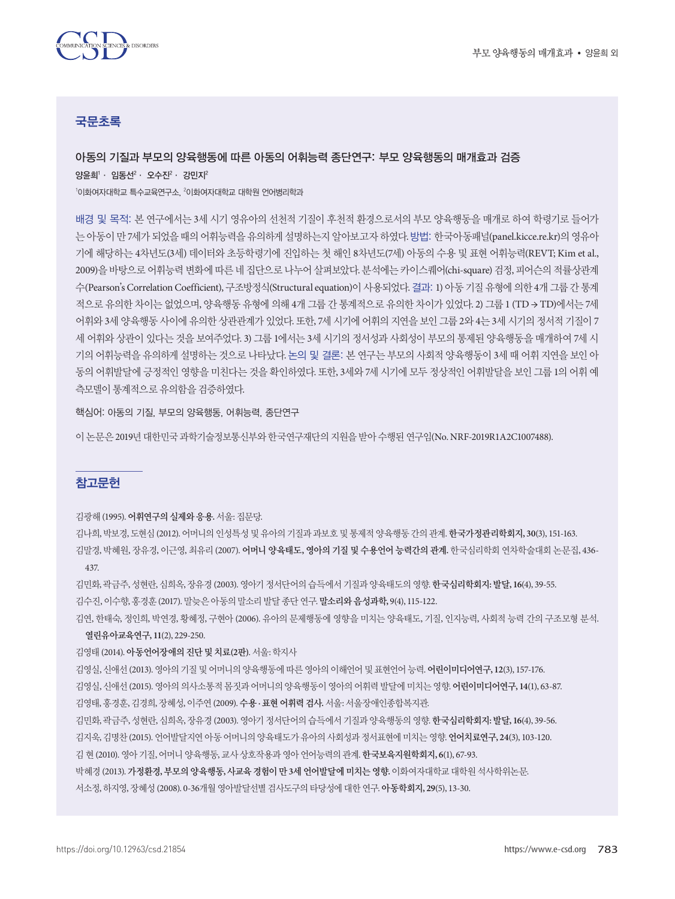## 국문초록

### 아동의 기질과 부모의 양육행동에 따른 아동의 어휘능력 종단연구: 부모 양육행동의 매개효과 검증

**양윤희[1] · 임동선[2] · 오수진[2] · 강민지[2]**

[1]이화여자대학교 특수교육연구소, [2]이화여자대학교 대학원 언어병리학과

배경 및 목적: 본 연구에서는 3세 시기 영유아의 선천적 기질이 후천적 환경으로서의 부모 양육행동을 매개로 하여 학령기로 들어가는 아동이 만 7세가 되었을 때의 어휘능력을 유의하게 설명하는지 알아보고자 하였다. 방법: 한국아동패널(panel.kicce.re.kr)의 영유아기에 해당하는 4차년도(3세) 데이터와 초등학령기에 진입하는 첫 해인 8차년도(7세) 아동의 수용 및 표현 어휘능력(REVT; Kim et al., 2009)을 바탕으로 어휘능력 변화에 따른 네 집단으로 나누어 살펴보았다. 분석에는 카이스퀘어(chi-square) 검정, 피어슨의 적률상관계수(Pearson's Correlation Coefficient), 구조방정식(Structural equation)이 사용되었다. 결과: 1) 아동 기질 유형에 의한 4개 그룹 간 통계적으로 유의한 차이는 없었으며, 양육행동 유형에 의해 4개 그룹 간 통계적으로 유의한 차이가 있었다. 2) 그룹 1 (TD → TD)에서는 7세 어휘와 3세 양육행동 사이에 유의한 상관관계가 있었다. 또한, 7세 시기에 어휘의 지연을 보인 그룹 2와 4는 3세 시기의 정서적 기질이 7세 어휘와 상관이 있다는 것을 보여주었다. 3) 그룹 1에서는 3세 시기의 정서성과 사회성이 부모의 통제된 양육행동을 매개하여 7세 시기의 어휘능력을 유의하게 설명하는 것으로 나타났다. 논의 및 결론: 본 연구는 부모의 사회적 양육행동이 3세 때 어휘 지연을 보인 아동의 어휘발달에 긍정적인 영향을 미친다는 것을 확인하였다. 또한, 3세와 7세 시기에 모두 정상적인 어휘발달을 보인 그룹 1의 어휘 예측모델이 통계적으로 유의함을 검증하였다.

핵심어: 아동의 기질, 부모의 양육행동, 어휘능력, 종단연구

이 논문은 2019년 대한민국 과학기술정보통신부와 한국연구재단의 지원을 받아 수행된 연구임(No. NRF-2019R1A2C1007488).

## 참고문헌

김광해 (1995). **어휘연구의 실제와 응용.** 서울: 집문당.

김나희, 박보경, 도현심 (2012). 어머니의 인성특성 및 유아의 기질과 과보호 및 통제적 양육행동 간의 관계. **한국가정관리학회지, 30**(3), 151-163.

김말경, 박혜원, 장유경, 이근영, 최유리 (2007). **어머니 양육태도, 영아의 기질 및 수용언어 능력간의 관계.** 한국심리학회 연차학술대회 논문집, 436-437.

김민화, 곽금주, 성현란, 심희옥, 장유경 (2003). 영아기 정서단어의 습득에서 기질과 양육태도의 영향. **한국심리학회지: 발달, 16**(4), 39-55.

김수진, 이수향, 홍경훈 (2017). 말늦은 아동의 말소리 발달 종단 연구. **말소리와 음성과학, 9**(4), 115-122.

김연, 한태숙, 정인희, 박연경, 황혜정, 구현아 (2006). 유아의 문제행동에 영향을 미치는 양육태도, 기질, 인지능력, 사회적 능력 간의 구조모형 분석. **열린유아교육연구, 11**(2), 229-250.

김영태 (2014). **아동언어장애의 진단 및 치료(2판).** 서울: 학지사

김영실, 신애선 (2013). 영아의 기질 및 어머니의 양육행동에 따른 영아의 이해언어 및 표현언어 능력. **어린이미디어연구, 12**(3), 157-176.

김영실, 신애선 (2015). 영아의 의사소통적 몸짓과 어머니의 양육행동이 영아의 어휘력 발달에 미치는 영향. **어린이미디어연구, 14**(1), 63-87.

김영태, 홍경훈, 김경희, 장혜성, 이주연 (2009). **수용 · 표현 어휘력 검사.** 서울: 서울장애인종합복지관.

김민화, 곽금주, 성현란, 심희옥, 장유경 (2003). 영아기 정서단어의 습득에서 기질과 양육행동의 영향. **한국심리학회지: 발달, 16**(4), 39-56.

김지욱, 김명찬 (2015). 언어발달지연 아동 어머니의 양육태도가 유아의 사회성과 정서표현에 미치는 영향. **언어치료연구, 24**(3), 103-120.

김 현 (2010). 영아 기질, 어머니 양육행동, 교사 상호작용과 영아 언어능력의 관계. **한국보육지원학회지, 6**(1), 67-93.

박혜경 (2013). **가정환경, 부모의 양육행동, 사교육 경험이 만 3세 언어발달에 미치는 영향.** 이화여자대학교 대학원 석사학위논문.

서소정, 하지영, 장혜성 (2008). 0-36개월 영아발달선별 검사도구의 타당성에 대한 연구. **아동학회지, 29**(5), 13-30.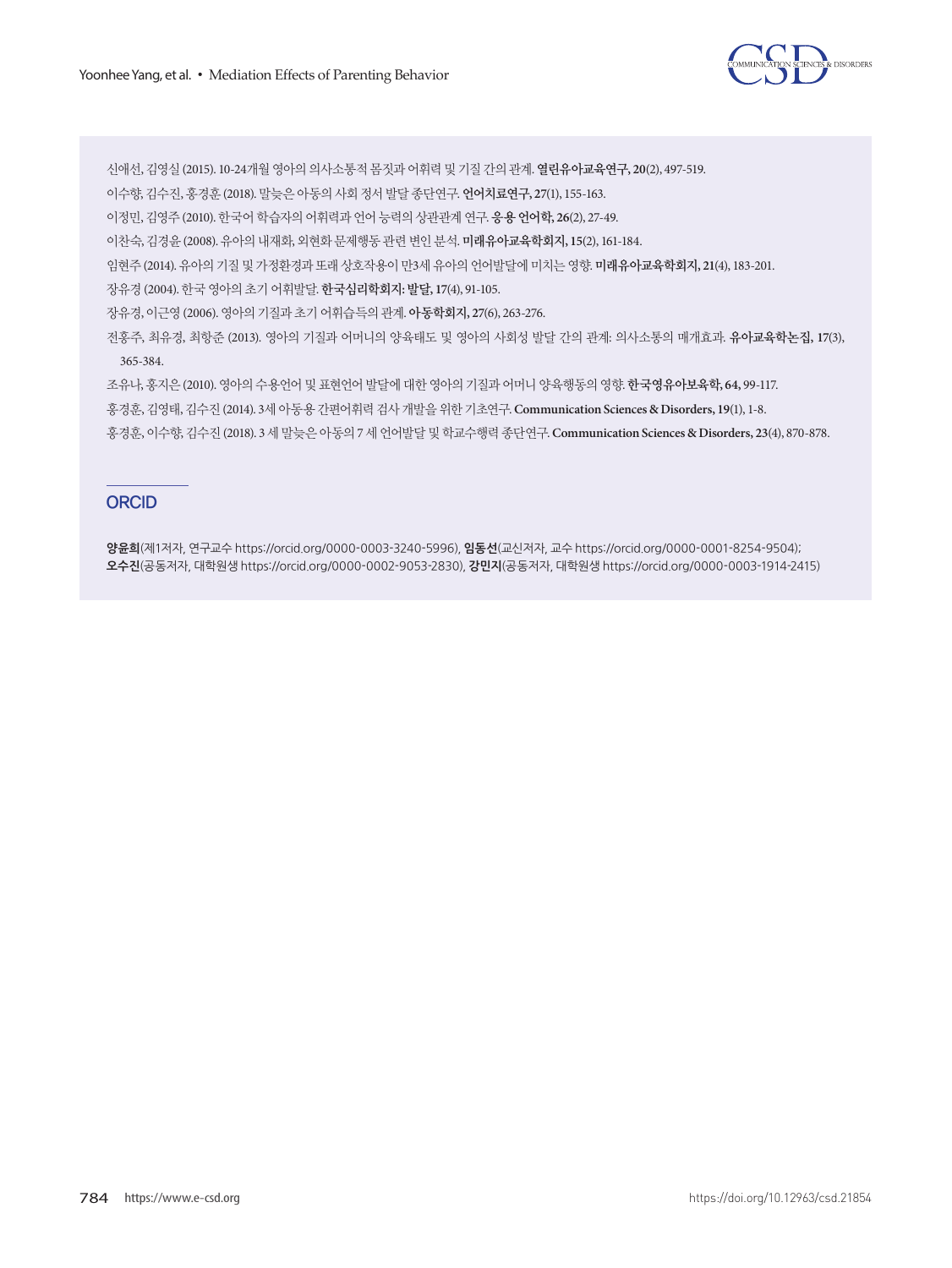신애선, 김영실 (2015). 10-24개월 영아의 의사소통적 몸짓과 어휘력 및 기질 간의 관계. **열린유아교육연구, 20**(2), 497-519.

이수향, 김수진, 홍경훈 (2018). 말늦은 아동의 사회 정서 발달 종단연구. **언어치료연구, 27**(1), 155-163.

이정민, 김영주 (2010). 한국어 학습자의 어휘력과 언어 능력의 상관관계 연구. **응용 언어학, 26**(2), 27-49.

이찬숙, 김경윤 (2008). 유아의 내재화, 외현화 문제행동 관련 변인 분석. **미래유아교육학회지, 15**(2), 161-184.

임현주 (2014). 유아의 기질 및 가정환경과 또래 상호작용이 만3세 유아의 언어발달에 미치는 영향. **미래유아교육학회지, 21**(4), 183-201.

장유경 (2004). 한국 영아의 초기 어휘발달. **한국심리학회지: 발달, 17**(4), 91-105.

장유경, 이근영 (2006). 영아의 기질과 초기 어휘습득의 관계. **아동학회지, 27**(6), 263-276.

전홍주, 최유경, 최항준 (2013). 영아의 기질과 어머니의 양육태도 및 영아의 사회성 발달 간의 관계: 의사소통의 매개효과. **유아교육학논집, 17**(3), 365-384.

조유나, 홍지은 (2010). 영아의 수용언어 및 표현언어 발달에 대한 영아의 기질과 어머니 양육행동의 영향. **한국영유아보육학, 64**, 99-117.

홍경훈, 김영태, 김수진 (2014). 3세 아동용 간편어휘력 검사 개발을 위한 기초연구. **Communication Sciences & Disorders, 19**(1), 1-8.

홍경훈, 이수향, 김수진 (2018). 3 세 말늦은 아동의 7 세 언어발달 및 학교수행력 종단연구. **Communication Sciences & Disorders, 23**(4), 870-878.

## ORCID

**양윤희**(제1저자, 연구교수 https://orcid.org/0000-0003-3240-5996); **임동선**(교신저자, 교수 https://orcid.org/0000-0001-8254-9504); **오수진**(공동저자, 대학원생 https://orcid.org/0000-0002-9053-2830); **강민지**(공동저자, 대학원생 https://orcid.org/0000-0003-1914-2415)